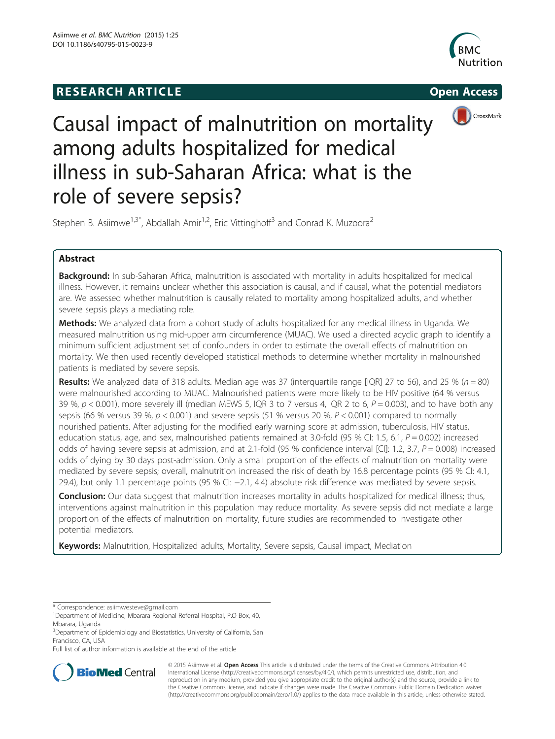RESEARCH ARTICLE

Open Access

# Causal impact of malnutrition on mortality among adults hospitalized for medical illness in sub-Saharan Africa: what is the role of severe sepsis?

Stephen B. Asiimwe[1,3*], Abdallah Amir[1,2], Eric Vittinghoff[3] and Conrad K. Muzoora[2]

## Abstract

**Background:** In sub-Saharan Africa, malnutrition is associated with mortality in adults hospitalized for medical illness. However, it remains unclear whether this association is causal, and if causal, what the potential mediators are. We assessed whether malnutrition is causally related to mortality among hospitalized adults, and whether severe sepsis plays a mediating role.

**Methods:** We analyzed data from a cohort study of adults hospitalized for any medical illness in Uganda. We measured malnutrition using mid-upper arm circumference (MUAC). We used a directed acyclic graph to identify a minimum sufficient adjustment set of confounders in order to estimate the overall effects of malnutrition on mortality. We then used recently developed statistical methods to determine whether mortality in malnourished patients is mediated by severe sepsis.

**Results:** We analyzed data of 318 adults. Median age was 37 (interquartile range [IQR] 27 to 56), and 25 % ($n = 80$) were malnourished according to MUAC. Malnourished patients were more likely to be HIV positive (64 % versus 39 %, $p < 0.001$), more severely ill (median MEWS 5, IQR 3 to 7 versus 4, IQR 2 to 6, $P = 0.003$), and to have both any sepsis (66 % versus 39 %, $p < 0.001$) and severe sepsis (51 % versus 20 %, $P < 0.001$) compared to normally nourished patients. After adjusting for the modified early warning score at admission, tuberculosis, HIV status, education status, age, and sex, malnourished patients remained at 3.0-fold (95 % CI: 1.5, 6.1, $P = 0.002$) increased odds of having severe sepsis at admission, and at 2.1-fold (95 % confidence interval [CI]: 1.2, 3.7, $P = 0.008$) increased odds of dying by 30 days post-admission. Only a small proportion of the effects of malnutrition on mortality were mediated by severe sepsis; overall, malnutrition increased the risk of death by 16.8 percentage points (95 % CI: 4.1, 29.4), but only 1.1 percentage points (95 % CI: −2.1, 4.4) absolute risk difference was mediated by severe sepsis.

**Conclusion:** Our data suggest that malnutrition increases mortality in adults hospitalized for medical illness; thus, interventions against malnutrition in this population may reduce mortality. As severe sepsis did not mediate a large proportion of the effects of malnutrition on mortality, future studies are recommended to investigate other potential mediators.

**Keywords:** Malnutrition, Hospitalized adults, Mortality, Severe sepsis, Causal impact, Mediation

---

\* Correspondence: asiimwesteve@gmail.com
[1]Department of Medicine, Mbarara Regional Referral Hospital, P.O Box, 40, Mbarara, Uganda
[3]Department of Epidemiology and Biostatistics, University of California, San Francisco, CA, USA
Full list of author information is available at the end of the article

© 2015 Asiimwe et al. **Open Access** This article is distributed under the terms of the Creative Commons Attribution 4.0 International License (http://creativecommons.org/licenses/by/4.0/), which permits unrestricted use, distribution, and reproduction in any medium, provided you give appropriate credit to the original author(s) and the source, provide a link to the Creative Commons license, and indicate if changes were made. The Creative Commons Public Domain Dedication waiver (http://creativecommons.org/publicdomain/zero/1.0/) applies to the data made available in this article, unless otherwise stated.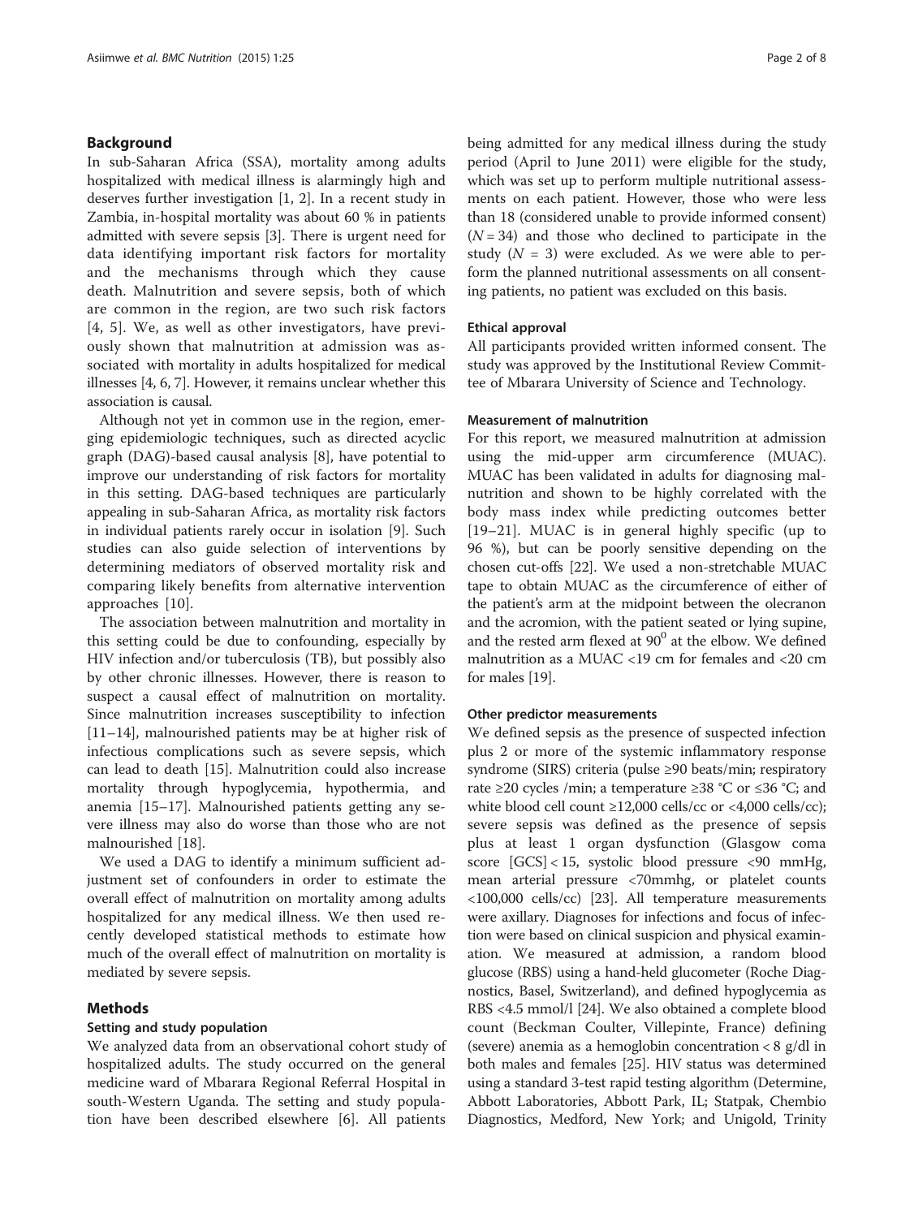## Background

In sub-Saharan Africa (SSA), mortality among adults hospitalized with medical illness is alarmingly high and deserves further investigation [1, 2]. In a recent study in Zambia, in-hospital mortality was about 60 % in patients admitted with severe sepsis [3]. There is urgent need for data identifying important risk factors for mortality and the mechanisms through which they cause death. Malnutrition and severe sepsis, both of which are common in the region, are two such risk factors [4, 5]. We, as well as other investigators, have previously shown that malnutrition at admission was associated with mortality in adults hospitalized for medical illnesses [4, 6, 7]. However, it remains unclear whether this association is causal.

Although not yet in common use in the region, emerging epidemiologic techniques, such as directed acyclic graph (DAG)-based causal analysis [8], have potential to improve our understanding of risk factors for mortality in this setting. DAG-based techniques are particularly appealing in sub-Saharan Africa, as mortality risk factors in individual patients rarely occur in isolation [9]. Such studies can also guide selection of interventions by determining mediators of observed mortality risk and comparing likely benefits from alternative intervention approaches [10].

The association between malnutrition and mortality in this setting could be due to confounding, especially by HIV infection and/or tuberculosis (TB), but possibly also by other chronic illnesses. However, there is reason to suspect a causal effect of malnutrition on mortality. Since malnutrition increases susceptibility to infection [11–14], malnourished patients may be at higher risk of infectious complications such as severe sepsis, which can lead to death [15]. Malnutrition could also increase mortality through hypoglycemia, hypothermia, and anemia [15–17]. Malnourished patients getting any severe illness may also do worse than those who are not malnourished [18].

We used a DAG to identify a minimum sufficient adjustment set of confounders in order to estimate the overall effect of malnutrition on mortality among adults hospitalized for any medical illness. We then used recently developed statistical methods to estimate how much of the overall effect of malnutrition on mortality is mediated by severe sepsis.

## Methods

### Setting and study population

We analyzed data from an observational cohort study of hospitalized adults. The study occurred on the general medicine ward of Mbarara Regional Referral Hospital in south-Western Uganda. The setting and study population have been described elsewhere [6]. All patients being admitted for any medical illness during the study period (April to June 2011) were eligible for the study, which was set up to perform multiple nutritional assessments on each patient. However, those who were less than 18 (considered unable to provide informed consent) ($N = 34$) and those who declined to participate in the study ($N = 3$) were excluded. As we were able to perform the planned nutritional assessments on all consenting patients, no patient was excluded on this basis.

### Ethical approval

All participants provided written informed consent. The study was approved by the Institutional Review Committee of Mbarara University of Science and Technology.

### Measurement of malnutrition

For this report, we measured malnutrition at admission using the mid-upper arm circumference (MUAC). MUAC has been validated in adults for diagnosing malnutrition and shown to be highly correlated with the body mass index while predicting outcomes better [19–21]. MUAC is in general highly specific (up to 96 %), but can be poorly sensitive depending on the chosen cut-offs [22]. We used a non-stretchable MUAC tape to obtain MUAC as the circumference of either of the patient's arm at the midpoint between the olecranon and the acromion, with the patient seated or lying supine, and the rested arm flexed at $90^0$ at the elbow. We defined malnutrition as a MUAC <19 cm for females and <20 cm for males [19].

### Other predictor measurements

We defined sepsis as the presence of suspected infection plus 2 or more of the systemic inflammatory response syndrome (SIRS) criteria (pulse ≥90 beats/min; respiratory rate ≥20 cycles /min; a temperature ≥38 °C or ≤36 °C; and white blood cell count ≥12,000 cells/cc or <4,000 cells/cc); severe sepsis was defined as the presence of sepsis plus at least 1 organ dysfunction (Glasgow coma score [GCS] < 15, systolic blood pressure <90 mmHg, mean arterial pressure <70mmhg, or platelet counts <100,000 cells/cc) [23]. All temperature measurements were axillary. Diagnoses for infections and focus of infection were based on clinical suspicion and physical examination. We measured at admission, a random blood glucose (RBS) using a hand-held glucometer (Roche Diagnostics, Basel, Switzerland), and defined hypoglycemia as RBS <4.5 mmol/l [24]. We also obtained a complete blood count (Beckman Coulter, Villepinte, France) defining (severe) anemia as a hemoglobin concentration < 8 g/dl in both males and females [25]. HIV status was determined using a standard 3-test rapid testing algorithm (Determine, Abbott Laboratories, Abbott Park, IL; Statpak, Chembio Diagnostics, Medford, New York; and Unigold, Trinity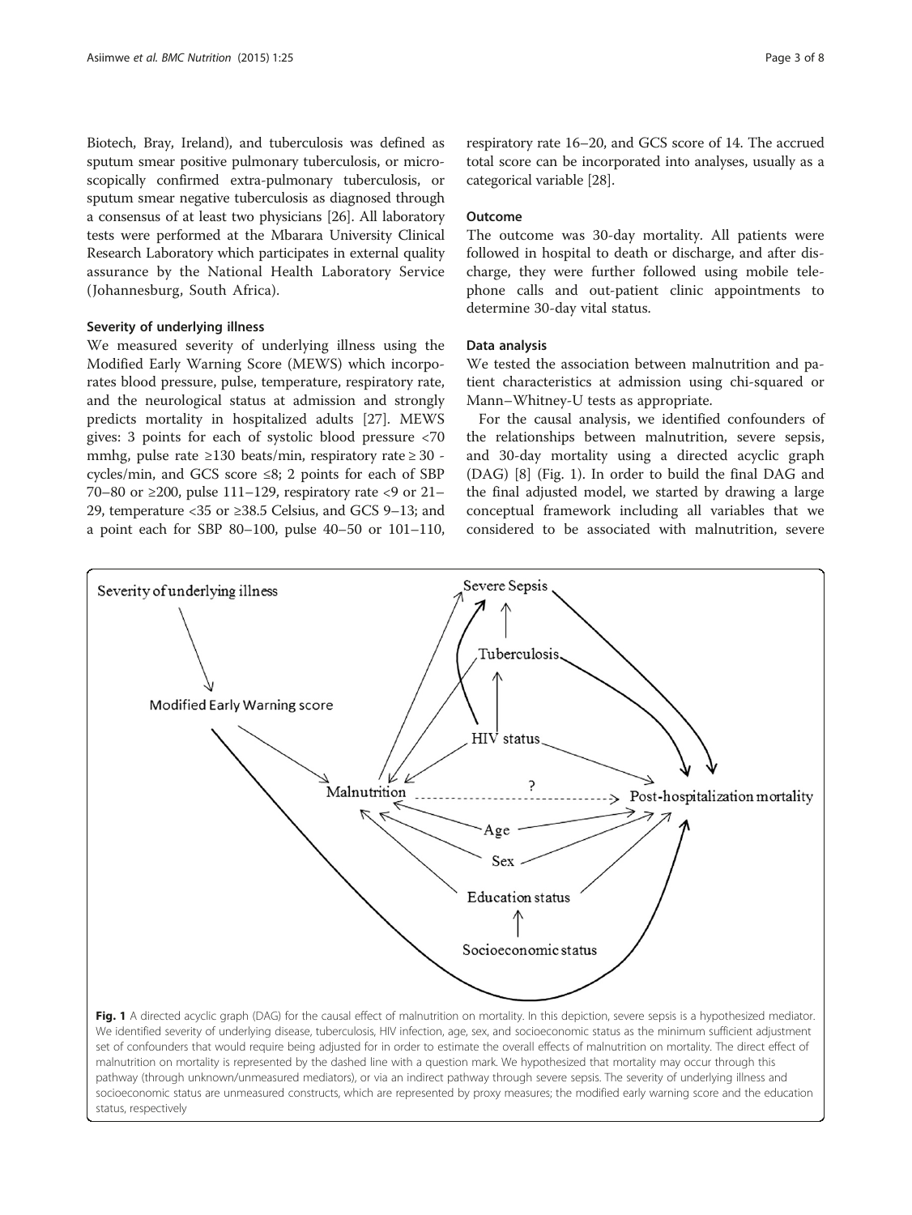Biotech, Bray, Ireland), and tuberculosis was defined as sputum smear positive pulmonary tuberculosis, or microscopically confirmed extra-pulmonary tuberculosis, or sputum smear negative tuberculosis as diagnosed through a consensus of at least two physicians [26]. All laboratory tests were performed at the Mbarara University Clinical Research Laboratory which participates in external quality assurance by the National Health Laboratory Service (Johannesburg, South Africa).

### Severity of underlying illness

We measured severity of underlying illness using the Modified Early Warning Score (MEWS) which incorporates blood pressure, pulse, temperature, respiratory rate, and the neurological status at admission and strongly predicts mortality in hospitalized adults [27]. MEWS gives: 3 points for each of systolic blood pressure <70 mmhg, pulse rate ≥130 beats/min, respiratory rate ≥ 30 - cycles/min, and GCS score ≤8; 2 points for each of SBP 70–80 or ≥200, pulse 111–129, respiratory rate <9 or 21–29, temperature <35 or ≥38.5 Celsius, and GCS 9–13; and a point each for SBP 80–100, pulse 40–50 or 101–110, respiratory rate 16–20, and GCS score of 14. The accrued total score can be incorporated into analyses, usually as a categorical variable [28].

### Outcome

The outcome was 30-day mortality. All patients were followed in hospital to death or discharge, and after discharge, they were further followed using mobile telephone calls and out-patient clinic appointments to determine 30-day vital status.

### Data analysis

We tested the association between malnutrition and patient characteristics at admission using chi-squared or Mann–Whitney-U tests as appropriate.

For the causal analysis, we identified confounders of the relationships between malnutrition, severe sepsis, and 30-day mortality using a directed acyclic graph (DAG) [8] (Fig. 1). In order to build the final DAG and the final adjusted model, we started by drawing a large conceptual framework including all variables that we considered to be associated with malnutrition, severe

**Fig. 1** A directed acyclic graph (DAG) for the causal effect of malnutrition on mortality. In this depiction, severe sepsis is a hypothesized mediator. We identified severity of underlying disease, tuberculosis, HIV infection, age, sex, and socioeconomic status as the minimum sufficient adjustment set of confounders that would require being adjusted for in order to estimate the overall effects of malnutrition on mortality. The direct effect of malnutrition on mortality is represented by the dashed line with a question mark. We hypothesized that mortality may occur through this pathway (through unknown/unmeasured mediators), or via an indirect pathway through severe sepsis. The severity of underlying illness and socioeconomic status are unmeasured constructs, which are represented by proxy measures; the modified early warning score and the education status, respectively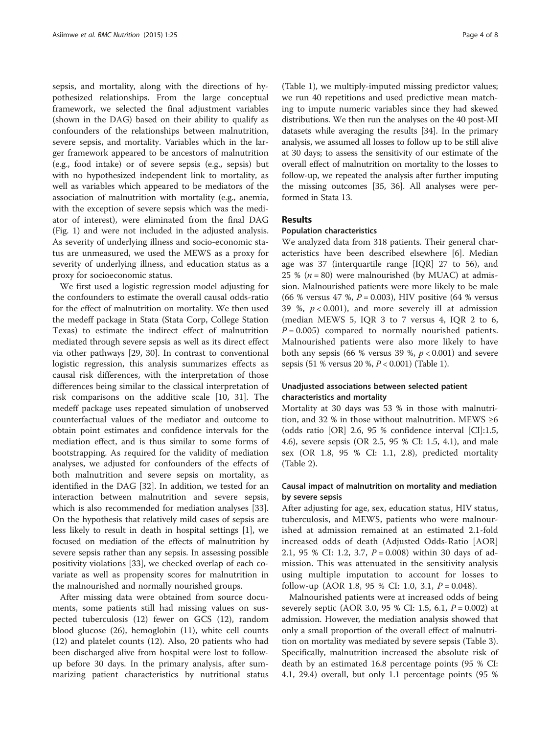sepsis, and mortality, along with the directions of hypothesized relationships. From the large conceptual framework, we selected the final adjustment variables (shown in the DAG) based on their ability to qualify as confounders of the relationships between malnutrition, severe sepsis, and mortality. Variables which in the larger framework appeared to be ancestors of malnutrition (e.g., food intake) or of severe sepsis (e.g., sepsis) but with no hypothesized independent link to mortality, as well as variables which appeared to be mediators of the association of malnutrition with mortality (e.g., anemia, with the exception of severe sepsis which was the mediator of interest), were eliminated from the final DAG (Fig. 1) and were not included in the adjusted analysis. As severity of underlying illness and socio-economic status are unmeasured, we used the MEWS as a proxy for severity of underlying illness, and education status as a proxy for socioeconomic status.

We first used a logistic regression model adjusting for the confounders to estimate the overall causal odds-ratio for the effect of malnutrition on mortality. We then used the medeff package in Stata (Stata Corp, College Station Texas) to estimate the indirect effect of malnutrition mediated through severe sepsis as well as its direct effect via other pathways [29, 30]. In contrast to conventional logistic regression, this analysis summarizes effects as causal risk differences, with the interpretation of those differences being similar to the classical interpretation of risk comparisons on the additive scale [10, 31]. The medeff package uses repeated simulation of unobserved counterfactual values of the mediator and outcome to obtain point estimates and confidence intervals for the mediation effect, and is thus similar to some forms of bootstrapping. As required for the validity of mediation analyses, we adjusted for confounders of the effects of both malnutrition and severe sepsis on mortality, as identified in the DAG [32]. In addition, we tested for an interaction between malnutrition and severe sepsis, which is also recommended for mediation analyses [33]. On the hypothesis that relatively mild cases of sepsis are less likely to result in death in hospital settings [1], we focused on mediation of the effects of malnutrition by severe sepsis rather than any sepsis. In assessing possible positivity violations [33], we checked overlap of each covariate as well as propensity scores for malnutrition in the malnourished and normally nourished groups.

After missing data were obtained from source documents, some patients still had missing values on suspected tuberculosis (12) fewer on GCS (12), random blood glucose (26), hemoglobin (11), white cell counts (12) and platelet counts (12). Also, 20 patients who had been discharged alive from hospital were lost to follow-up before 30 days. In the primary analysis, after summarizing patient characteristics by nutritional status (Table 1), we multiply-imputed missing predictor values; we run 40 repetitions and used predictive mean matching to impute numeric variables since they had skewed distributions. We then run the analyses on the 40 post-MI datasets while averaging the results [34]. In the primary analysis, we assumed all losses to follow up to be still alive at 30 days; to assess the sensitivity of our estimate of the overall effect of malnutrition on mortality to the losses to follow-up, we repeated the analysis after further imputing the missing outcomes [35, 36]. All analyses were performed in Stata 13.

## Results

### Population characteristics

We analyzed data from 318 patients. Their general characteristics have been described elsewhere [6]. Median age was 37 (interquartile range [IQR] 27 to 56), and 25 % ($n = 80$) were malnourished (by MUAC) at admission. Malnourished patients were more likely to be male (66 % versus 47 %, $P = 0.003$), HIV positive (64 % versus 39 %, $p < 0.001$), and more severely ill at admission (median MEWS 5, IQR 3 to 7 versus 4, IQR 2 to 6, $P = 0.005$) compared to normally nourished patients. Malnourished patients were also more likely to have both any sepsis (66 % versus 39 %, $p < 0.001$) and severe sepsis (51 % versus 20 %, $P < 0.001$) (Table 1).

### Unadjusted associations between selected patient characteristics and mortality

Mortality at 30 days was 53 % in those with malnutrition, and 32 % in those without malnutrition. MEWS ≥6 (odds ratio [OR] 2.6, 95 % confidence interval [CI]:1.5, 4.6), severe sepsis (OR 2.5, 95 % CI: 1.5, 4.1), and male sex (OR 1.8, 95 % CI: 1.1, 2.8), predicted mortality (Table 2).

### Causal impact of malnutrition on mortality and mediation by severe sepsis

After adjusting for age, sex, education status, HIV status, tuberculosis, and MEWS, patients who were malnourished at admission remained at an estimated 2.1-fold increased odds of death (Adjusted Odds-Ratio [AOR] 2.1, 95 % CI: 1.2, 3.7, $P = 0.008$) within 30 days of admission. This was attenuated in the sensitivity analysis using multiple imputation to account for losses to follow-up (AOR 1.8, 95 % CI: 1.0, 3.1, $P = 0.048$).

Malnourished patients were at increased odds of being severely septic (AOR 3.0, 95 % CI: 1.5, 6.1, $P = 0.002$) at admission. However, the mediation analysis showed that only a small proportion of the overall effect of malnutrition on mortality was mediated by severe sepsis (Table 3). Specifically, malnutrition increased the absolute risk of death by an estimated 16.8 percentage points (95 % CI: 4.1, 29.4) overall, but only 1.1 percentage points (95 %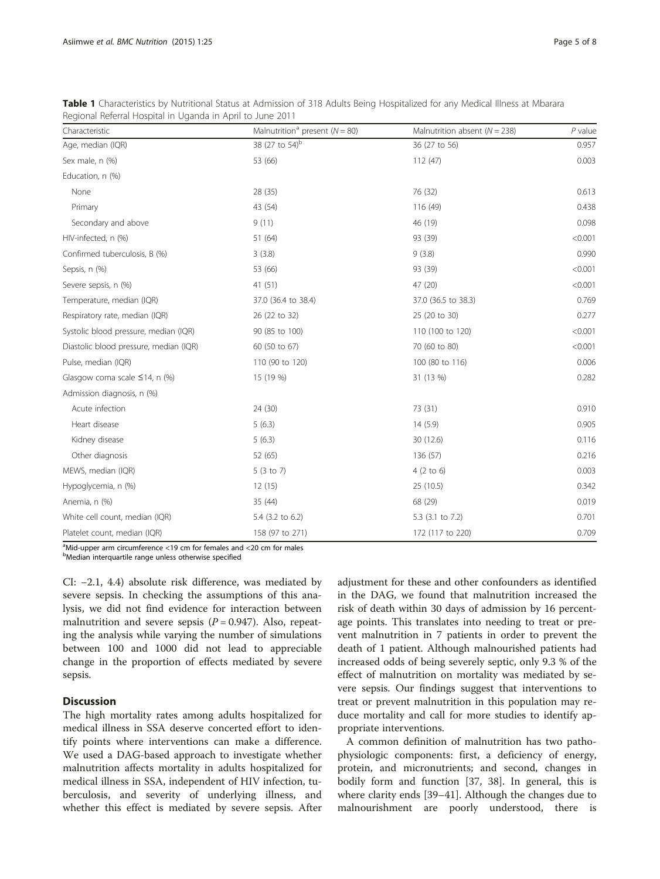**Table 1** Characteristics by Nutritional Status at Admission of 318 Adults Being Hospitalized for any Medical Illness at Mbarara Regional Referral Hospital in Uganda in April to June 2011

| Characteristic | Malnutrition[a] present (*N* = 80) | Malnutrition absent (*N* = 238) | *P* value |
|---|---|---|---|
| Age, median (IQR) | 38 (27 to 54)[b] | 36 (27 to 56) | 0.957 |
| Sex male, n (%) | 53 (66) | 112 (47) | 0.003 |
| Education, n (%) | | | |
| None | 28 (35) | 76 (32) | 0.613 |
| Primary | 43 (54) | 116 (49) | 0.438 |
| Secondary and above | 9 (11) | 46 (19) | 0.098 |
| HIV-infected, n (%) | 51 (64) | 93 (39) | <0.001 |
| Confirmed tuberculosis, B (%) | 3 (3.8) | 9 (3.8) | 0.990 |
| Sepsis, n (%) | 53 (66) | 93 (39) | <0.001 |
| Severe sepsis, n (%) | 41 (51) | 47 (20) | <0.001 |
| Temperature, median (IQR) | 37.0 (36.4 to 38.4) | 37.0 (36.5 to 38.3) | 0.769 |
| Respiratory rate, median (IQR) | 26 (22 to 32) | 25 (20 to 30) | 0.277 |
| Systolic blood pressure, median (IQR) | 90 (85 to 100) | 110 (100 to 120) | <0.001 |
| Diastolic blood pressure, median (IQR) | 60 (50 to 67) | 70 (60 to 80) | <0.001 |
| Pulse, median (IQR) | 110 (90 to 120) | 100 (80 to 116) | 0.006 |
| Glasgow coma scale ≤14, n (%) | 15 (19 %) | 31 (13 %) | 0.282 |
| Admission diagnosis, n (%) | | | |
| Acute infection | 24 (30) | 73 (31) | 0.910 |
| Heart disease | 5 (6.3) | 14 (5.9) | 0.905 |
| Kidney disease | 5 (6.3) | 30 (12.6) | 0.116 |
| Other diagnosis | 52 (65) | 136 (57) | 0.216 |
| MEWS, median (IQR) | 5 (3 to 7) | 4 (2 to 6) | 0.003 |
| Hypoglycemia, n (%) | 12 (15) | 25 (10.5) | 0.342 |
| Anemia, n (%) | 35 (44) | 68 (29) | 0.019 |
| White cell count, median (IQR) | 5.4 (3.2 to 6.2) | 5.3 (3.1 to 7.2) | 0.701 |
| Platelet count, median (IQR) | 158 (97 to 271) | 172 (117 to 220) | 0.709 |

[a]Mid-upper arm circumference <19 cm for females and <20 cm for males
[b]Median interquartile range unless otherwise specified

CI: −2.1, 4.4) absolute risk difference, was mediated by severe sepsis. In checking the assumptions of this analysis, we did not find evidence for interaction between malnutrition and severe sepsis ($P = 0.947$). Also, repeating the analysis while varying the number of simulations between 100 and 1000 did not lead to appreciable change in the proportion of effects mediated by severe sepsis.

## Discussion

The high mortality rates among adults hospitalized for medical illness in SSA deserve concerted effort to identify points where interventions can make a difference. We used a DAG-based approach to investigate whether malnutrition affects mortality in adults hospitalized for medical illness in SSA, independent of HIV infection, tuberculosis, and severity of underlying illness, and whether this effect is mediated by severe sepsis. After adjustment for these and other confounders as identified in the DAG, we found that malnutrition increased the risk of death within 30 days of admission by 16 percentage points. This translates into needing to treat or prevent malnutrition in 7 patients in order to prevent the death of 1 patient. Although malnourished patients had increased odds of being severely septic, only 9.3 % of the effect of malnutrition on mortality was mediated by severe sepsis. Our findings suggest that interventions to treat or prevent malnutrition in this population may reduce mortality and call for more studies to identify appropriate interventions.

A common definition of malnutrition has two pathophysiologic components: first, a deficiency of energy, protein, and micronutrients; and second, changes in bodily form and function [37, 38]. In general, this is where clarity ends [39–41]. Although the changes due to malnourishment are poorly understood, there is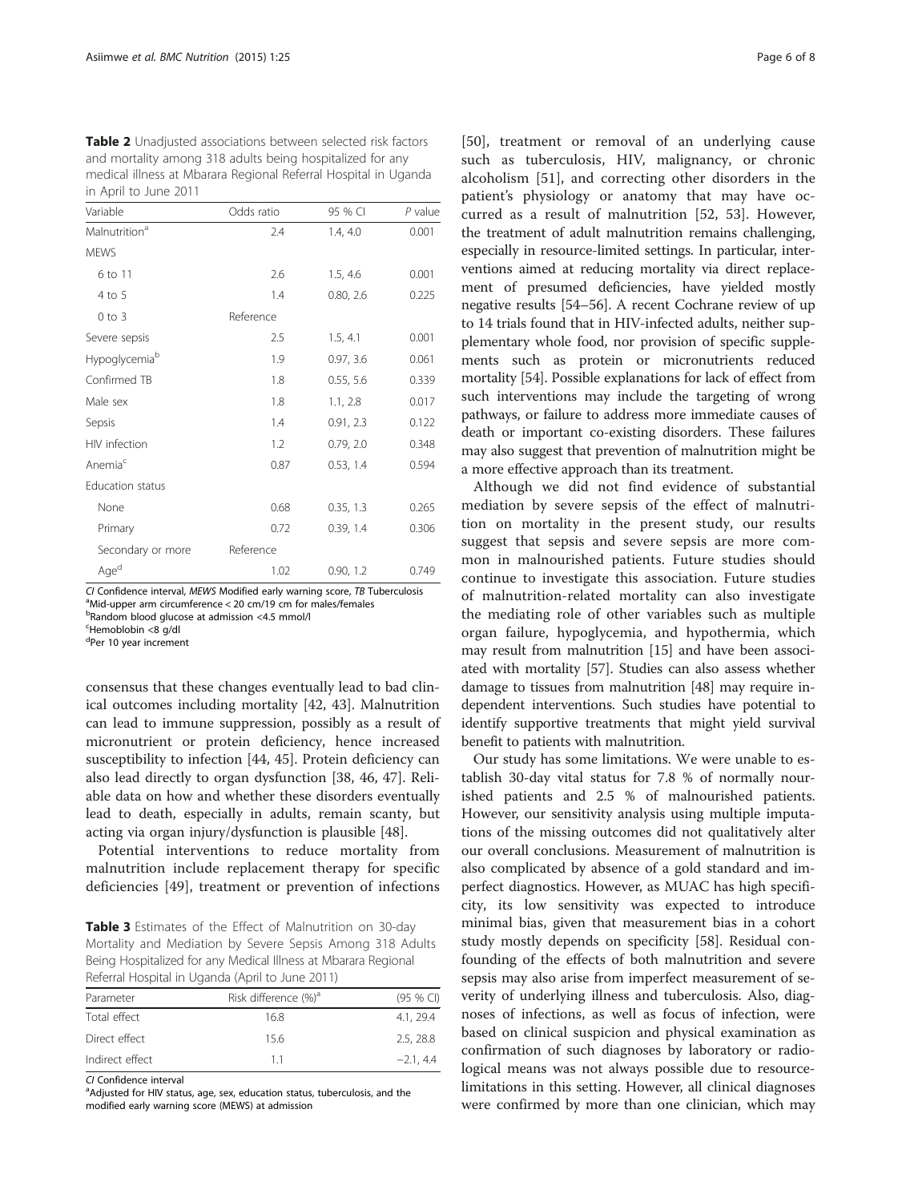**Table 2** Unadjusted associations between selected risk factors and mortality among 318 adults being hospitalized for any medical illness at Mbarara Regional Referral Hospital in Uganda in April to June 2011

| Variable | Odds ratio | 95 % CI | *P* value |
|---|---|---|---|
| Malnutrition[a] | 2.4 | 1.4, 4.0 | 0.001 |
| MEWS | | | |
| 6 to 11 | 2.6 | 1.5, 4.6 | 0.001 |
| 4 to 5 | 1.4 | 0.80, 2.6 | 0.225 |
| 0 to 3 | Reference | | |
| Severe sepsis | 2.5 | 1.5, 4.1 | 0.001 |
| Hypoglycemia[b] | 1.9 | 0.97, 3.6 | 0.061 |
| Confirmed TB | 1.8 | 0.55, 5.6 | 0.339 |
| Male sex | 1.8 | 1.1, 2.8 | 0.017 |
| Sepsis | 1.4 | 0.91, 2.3 | 0.122 |
| HIV infection | 1.2 | 0.79, 2.0 | 0.348 |
| Anemia[c] | 0.87 | 0.53, 1.4 | 0.594 |
| Education status | | | |
| None | 0.68 | 0.35, 1.3 | 0.265 |
| Primary | 0.72 | 0.39, 1.4 | 0.306 |
| Secondary or more | Reference | | |
| Age[d] | 1.02 | 0.90, 1.2 | 0.749 |

*CI* Confidence interval, *MEWS* Modified early warning score, *TB* Tuberculosis
[a]Mid-upper arm circumference < 20 cm/19 cm for males/females
[b]Random blood glucose at admission <4.5 mmol/l
[c]Hemoblobin <8 g/dl
[d]Per 10 year increment

consensus that these changes eventually lead to bad clinical outcomes including mortality [42, 43]. Malnutrition can lead to immune suppression, possibly as a result of micronutrient or protein deficiency, hence increased susceptibility to infection [44, 45]. Protein deficiency can also lead directly to organ dysfunction [38, 46, 47]. Reliable data on how and whether these disorders eventually lead to death, especially in adults, remain scanty, but acting via organ injury/dysfunction is plausible [48].

Potential interventions to reduce mortality from malnutrition include replacement therapy for specific deficiencies [49], treatment or prevention of infections [50], treatment or removal of an underlying cause such as tuberculosis, HIV, malignancy, or chronic alcoholism [51], and correcting other disorders in the patient's physiology or anatomy that may have occurred as a result of malnutrition [52, 53]. However, the treatment of adult malnutrition remains challenging, especially in resource-limited settings. In particular, interventions aimed at reducing mortality via direct replacement of presumed deficiencies, have yielded mostly negative results [54–56]. A recent Cochrane review of up to 14 trials found that in HIV-infected adults, neither supplementary whole food, nor provision of specific supplements such as protein or micronutrients reduced mortality [54]. Possible explanations for lack of effect from such interventions may include the targeting of wrong pathways, or failure to address more immediate causes of death or important co-existing disorders. These failures may also suggest that prevention of malnutrition might be a more effective approach than its treatment.

**Table 3** Estimates of the Effect of Malnutrition on 30-day Mortality and Mediation by Severe Sepsis Among 318 Adults Being Hospitalized for any Medical Illness at Mbarara Regional Referral Hospital in Uganda (April to June 2011)

| Parameter | Risk difference (%)[a] | (95 % CI) |
|---|---|---|
| Total effect | 16.8 | 4.1, 29.4 |
| Direct effect | 15.6 | 2.5, 28.8 |
| Indirect effect | 1.1 | −2.1, 4.4 |

*CI* Confidence interval
[a]Adjusted for HIV status, age, sex, education status, tuberculosis, and the modified early warning score (MEWS) at admission

Although we did not find evidence of substantial mediation by severe sepsis of the effect of malnutrition on mortality in the present study, our results suggest that sepsis and severe sepsis are more common in malnourished patients. Future studies should continue to investigate this association. Future studies of malnutrition-related mortality can also investigate the mediating role of other variables such as multiple organ failure, hypoglycemia, and hypothermia, which may result from malnutrition [15] and have been associated with mortality [57]. Studies can also assess whether damage to tissues from malnutrition [48] may require independent interventions. Such studies have potential to identify supportive treatments that might yield survival benefit to patients with malnutrition.

Our study has some limitations. We were unable to establish 30-day vital status for 7.8 % of normally nourished patients and 2.5 % of malnourished patients. However, our sensitivity analysis using multiple imputations of the missing outcomes did not qualitatively alter our overall conclusions. Measurement of malnutrition is also complicated by absence of a gold standard and imperfect diagnostics. However, as MUAC has high specificity, its low sensitivity was expected to introduce minimal bias, given that measurement bias in a cohort study mostly depends on specificity [58]. Residual confounding of the effects of both malnutrition and severe sepsis may also arise from imperfect measurement of severity of underlying illness and tuberculosis. Also, diagnoses of infections, as well as focus of infection, were based on clinical suspicion and physical examination as confirmation of such diagnoses by laboratory or radiological means was not always possible due to resource-limitations in this setting. However, all clinical diagnoses were confirmed by more than one clinician, which may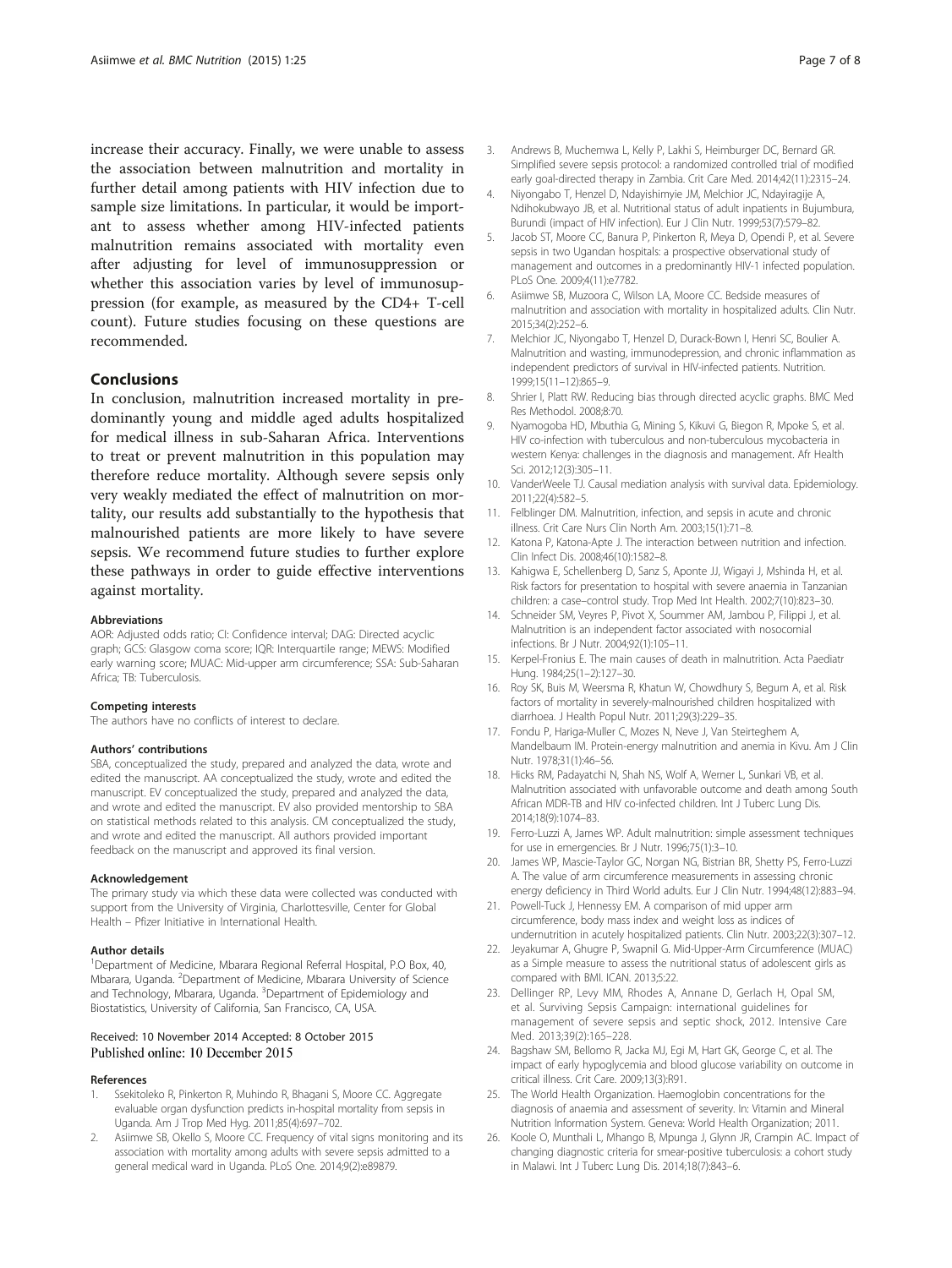increase their accuracy. Finally, we were unable to assess the association between malnutrition and mortality in further detail among patients with HIV infection due to sample size limitations. In particular, it would be important to assess whether among HIV-infected patients malnutrition remains associated with mortality even after adjusting for level of immunosuppression or whether this association varies by level of immunosuppression (for example, as measured by the CD4+ T-cell count). Future studies focusing on these questions are recommended.

## Conclusions

In conclusion, malnutrition increased mortality in predominantly young and middle aged adults hospitalized for medical illness in sub-Saharan Africa. Interventions to treat or prevent malnutrition in this population may therefore reduce mortality. Although severe sepsis only very weakly mediated the effect of malnutrition on mortality, our results add substantially to the hypothesis that malnourished patients are more likely to have severe sepsis. We recommend future studies to further explore these pathways in order to guide effective interventions against mortality.

#### Abbreviations

AOR: Adjusted odds ratio; CI: Confidence interval; DAG: Directed acyclic graph; GCS: Glasgow coma score; IQR: Interquartile range; MEWS: Modified early warning score; MUAC: Mid-upper arm circumference; SSA: Sub-Saharan Africa; TB: Tuberculosis.

#### Competing interests

The authors have no conflicts of interest to declare.

#### Authors' contributions

SBA, conceptualized the study, prepared and analyzed the data, wrote and edited the manuscript. AA conceptualized the study, wrote and edited the manuscript. EV conceptualized the study, prepared and analyzed the data, and wrote and edited the manuscript. EV also provided mentorship to SBA on statistical methods related to this analysis. CM conceptualized the study, and wrote and edited the manuscript. All authors provided important feedback on the manuscript and approved its final version.

#### Acknowledgement

The primary study via which these data were collected was conducted with support from the University of Virginia, Charlottesville, Center for Global Health – Pfizer Initiative in International Health.

#### Author details

[1]Department of Medicine, Mbarara Regional Referral Hospital, P.O Box, 40, Mbarara, Uganda. [2]Department of Medicine, Mbarara University of Science and Technology, Mbarara, Uganda. [3]Department of Epidemiology and Biostatistics, University of California, San Francisco, CA, USA.

Received: 10 November 2014 Accepted: 8 October 2015
Published online: 10 December 2015

#### References

1. Ssekitoleko R, Pinkerton R, Muhindo R, Bhagani S, Moore CC. Aggregate evaluable organ dysfunction predicts in-hospital mortality from sepsis in Uganda. Am J Trop Med Hyg. 2011;85(4):697–702.
2. Asiimwe SB, Okello S, Moore CC. Frequency of vital signs monitoring and its association with mortality among adults with severe sepsis admitted to a general medical ward in Uganda. PLoS One. 2014;9(2):e89879.
3. Andrews B, Muchemwa L, Kelly P, Lakhi S, Heimburger DC, Bernard GR. Simplified severe sepsis protocol: a randomized controlled trial of modified early goal-directed therapy in Zambia. Crit Care Med. 2014;42(11):2315–24.
4. Niyongabo T, Henzel D, Ndayishimyie JM, Melchior JC, Ndayiragije A, Ndihokubwayo JB, et al. Nutritional status of adult inpatients in Bujumbura, Burundi (impact of HIV infection). Eur J Clin Nutr. 1999;53(7):579–82.
5. Jacob ST, Moore CC, Banura P, Pinkerton R, Meya D, Opendi P, et al. Severe sepsis in two Ugandan hospitals: a prospective observational study of management and outcomes in a predominantly HIV-1 infected population. PLoS One. 2009;4(11):e7782.
6. Asiimwe SB, Muzoora C, Wilson LA, Moore CC. Bedside measures of malnutrition and association with mortality in hospitalized adults. Clin Nutr. 2015;34(2):252–6.
7. Melchior JC, Niyongabo T, Henzel D, Durack-Bown I, Henri SC, Boulier A. Malnutrition and wasting, immunodepression, and chronic inflammation as independent predictors of survival in HIV-infected patients. Nutrition. 1999;15(11–12):865–9.
8. Shrier I, Platt RW. Reducing bias through directed acyclic graphs. BMC Med Res Methodol. 2008;8:70.
9. Nyamogoba HD, Mbuthia G, Mining S, Kikuvi G, Biegon R, Mpoke S, et al. HIV co-infection with tuberculous and non-tuberculous mycobacteria in western Kenya: challenges in the diagnosis and management. Afr Health Sci. 2012;12(3):305–11.
10. VanderWeele TJ. Causal mediation analysis with survival data. Epidemiology. 2011;22(4):582–5.
11. Felblinger DM. Malnutrition, infection, and sepsis in acute and chronic illness. Crit Care Nurs Clin North Am. 2003;15(1):71–8.
12. Katona P, Katona-Apte J. The interaction between nutrition and infection. Clin Infect Dis. 2008;46(10):1582–8.
13. Kahigwa E, Schellenberg D, Sanz S, Aponte JJ, Wigayi J, Mshinda H, et al. Risk factors for presentation to hospital with severe anaemia in Tanzanian children: a case–control study. Trop Med Int Health. 2002;7(10):823–30.
14. Schneider SM, Veyres P, Pivot X, Soummer AM, Jambou P, Filippi J, et al. Malnutrition is an independent factor associated with nosocomial infections. Br J Nutr. 2004;92(1):105–11.
15. Kerpel-Fronius E. The main causes of death in malnutrition. Acta Paediatr Hung. 1984;25(1–2):127–30.
16. Roy SK, Buis M, Weersma R, Khatun W, Chowdhury S, Begum A, et al. Risk factors of mortality in severely-malnourished children hospitalized with diarrhoea. J Health Popul Nutr. 2011;29(3):229–35.
17. Fondu P, Hariga-Muller C, Mozes N, Neve J, Van Steirteghem A, Mandelbaum IM. Protein-energy malnutrition and anemia in Kivu. Am J Clin Nutr. 1978;31(1):46–56.
18. Hicks RM, Padayatchi N, Shah NS, Wolf A, Werner L, Sunkari VB, et al. Malnutrition associated with unfavorable outcome and death among South African MDR-TB and HIV co-infected children. Int J Tuberc Lung Dis. 2014;18(9):1074–83.
19. Ferro-Luzzi A, James WP. Adult malnutrition: simple assessment techniques for use in emergencies. Br J Nutr. 1996;75(1):3–10.
20. James WP, Mascie-Taylor GC, Norgan NG, Bistrian BR, Shetty PS, Ferro-Luzzi A. The value of arm circumference measurements in assessing chronic energy deficiency in Third World adults. Eur J Clin Nutr. 1994;48(12):883–94.
21. Powell-Tuck J, Hennessy EM. A comparison of mid upper arm circumference, body mass index and weight loss as indices of undernutrition in acutely hospitalized patients. Clin Nutr. 2003;22(3):307–12.
22. Jeyakumar A, Ghugre P, Swapnil G. Mid-Upper-Arm Circumference (MUAC) as a Simple measure to assess the nutritional status of adolescent girls as compared with BMI. ICAN. 2013;5:22.
23. Dellinger RP, Levy MM, Rhodes A, Annane D, Gerlach H, Opal SM, et al. Surviving Sepsis Campaign: international guidelines for management of severe sepsis and septic shock, 2012. Intensive Care Med. 2013;39(2):165–228.
24. Bagshaw SM, Bellomo R, Jacka MJ, Egi M, Hart GK, George C, et al. The impact of early hypoglycemia and blood glucose variability on outcome in critical illness. Crit Care. 2009;13(3):R91.
25. The World Health Organization. Haemoglobin concentrations for the diagnosis of anaemia and assessment of severity. In: Vitamin and Mineral Nutrition Information System. Geneva: World Health Organization; 2011.
26. Koole O, Munthali L, Mhango B, Mpunga J, Glynn JR, Crampin AC. Impact of changing diagnostic criteria for smear-positive tuberculosis: a cohort study in Malawi. Int J Tuberc Lung Dis. 2014;18(7):843–6.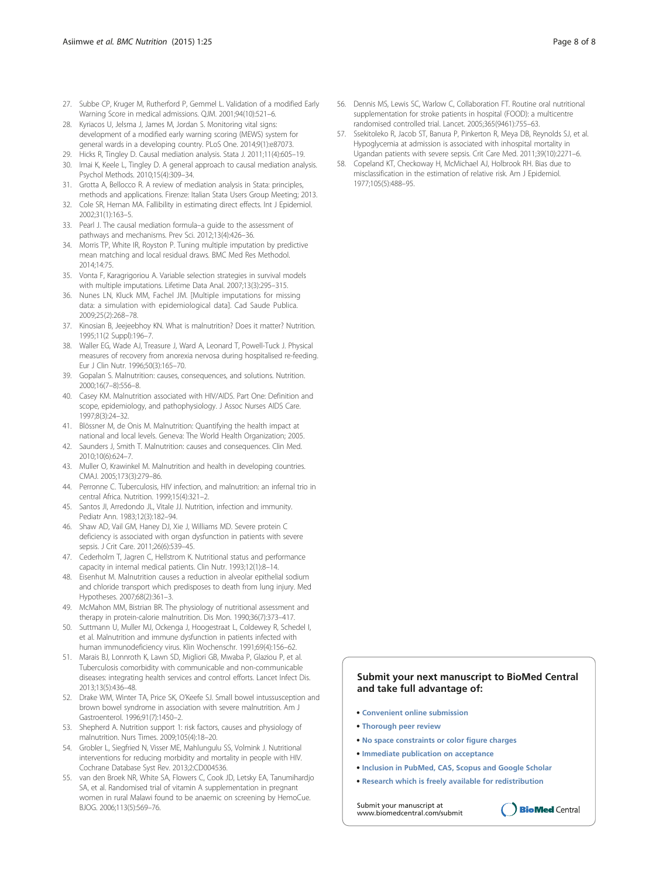27. Subbe CP, Kruger M, Rutherford P, Gemmel L. Validation of a modified Early Warning Score in medical admissions. QJM. 2001;94(10):521–6.
28. Kyriacos U, Jelsma J, James M, Jordan S. Monitoring vital signs: development of a modified early warning scoring (MEWS) system for general wards in a developing country. PLoS One. 2014;9(1):e87073.
29. Hicks R, Tingley D. Causal mediation analysis. Stata J. 2011;11(4):605–19.
30. Imai K, Keele L, Tingley D. A general approach to causal mediation analysis. Psychol Methods. 2010;15(4):309–34.
31. Grotta A, Bellocco R. A review of mediation analysis in Stata: principles, methods and applications. Firenze: Italian Stata Users Group Meeting; 2013.
32. Cole SR, Hernan MA. Fallibility in estimating direct effects. Int J Epidemiol. 2002;31(1):163–5.
33. Pearl J. The causal mediation formula–a guide to the assessment of pathways and mechanisms. Prev Sci. 2012;13(4):426–36.
34. Morris TP, White IR, Royston P. Tuning multiple imputation by predictive mean matching and local residual draws. BMC Med Res Methodol. 2014;14:75.
35. Vonta F, Karagrigoriou A. Variable selection strategies in survival models with multiple imputations. Lifetime Data Anal. 2007;13(3):295–315.
36. Nunes LN, Kluck MM, Fachel JM. [Multiple imputations for missing data: a simulation with epidemiological data]. Cad Saude Publica. 2009;25(2):268–78.
37. Kinosian B, Jeejeebhoy KN. What is malnutrition? Does it matter? Nutrition. 1995;11(2 Suppl):196–7.
38. Waller EG, Wade AJ, Treasure J, Ward A, Leonard T, Powell-Tuck J. Physical measures of recovery from anorexia nervosa during hospitalised re-feeding. Eur J Clin Nutr. 1996;50(3):165–70.
39. Gopalan S. Malnutrition: causes, consequences, and solutions. Nutrition. 2000;16(7–8):556–8.
40. Casey KM. Malnutrition associated with HIV/AIDS. Part One: Definition and scope, epidemiology, and pathophysiology. J Assoc Nurses AIDS Care. 1997;8(3):24–32.
41. Blössner M, de Onis M. Malnutrition: Quantifying the health impact at national and local levels. Geneva: The World Health Organization; 2005.
42. Saunders J, Smith T. Malnutrition: causes and consequences. Clin Med. 2010;10(6):624–7.
43. Muller O, Krawinkel M. Malnutrition and health in developing countries. CMAJ. 2005;173(3):279–86.
44. Perronne C. Tuberculosis, HIV infection, and malnutrition: an infernal trio in central Africa. Nutrition. 1999;15(4):321–2.
45. Santos JI, Arredondo JL, Vitale JJ. Nutrition, infection and immunity. Pediatr Ann. 1983;12(3):182–94.
46. Shaw AD, Vail GM, Haney DJ, Xie J, Williams MD. Severe protein C deficiency is associated with organ dysfunction in patients with severe sepsis. J Crit Care. 2011;26(6):539–45.
47. Cederholm T, Jagren C, Hellstrom K. Nutritional status and performance capacity in internal medical patients. Clin Nutr. 1993;12(1):8–14.
48. Eisenhut M. Malnutrition causes a reduction in alveolar epithelial sodium and chloride transport which predisposes to death from lung injury. Med Hypotheses. 2007;68(2):361–3.
49. McMahon MM, Bistrian BR. The physiology of nutritional assessment and therapy in protein-calorie malnutrition. Dis Mon. 1990;36(7):373–417.
50. Suttmann U, Muller MJ, Ockenga J, Hoogestraat L, Coldewey R, Schedel I, et al. Malnutrition and immune dysfunction in patients infected with human immunodeficiency virus. Klin Wochenschr. 1991;69(4):156–62.
51. Marais BJ, Lonnroth K, Lawn SD, Migliori GB, Mwaba P, Glaziou P, et al. Tuberculosis comorbidity with communicable and non-communicable diseases: integrating health services and control efforts. Lancet Infect Dis. 2013;13(5):436–48.
52. Drake WM, Winter TA, Price SK, O'Keefe SJ. Small bowel intussusception and brown bowel syndrome in association with severe malnutrition. Am J Gastroenterol. 1996;91(7):1450–2.
53. Shepherd A. Nutrition support 1: risk factors, causes and physiology of malnutrition. Nurs Times. 2009;105(4):18–20.
54. Grobler L, Siegfried N, Visser ME, Mahlungulu SS, Volmink J. Nutritional interventions for reducing morbidity and mortality in people with HIV. Cochrane Database Syst Rev. 2013;2:CD004536.
55. van den Broek NR, White SA, Flowers C, Cook JD, Letsky EA, Tanumihardjo SA, et al. Randomised trial of vitamin A supplementation in pregnant women in rural Malawi found to be anaemic on screening by HemoCue. BJOG. 2006;113(5):569–76.
56. Dennis MS, Lewis SC, Warlow C, Collaboration FT. Routine oral nutritional supplementation for stroke patients in hospital (FOOD): a multicentre randomised controlled trial. Lancet. 2005;365(9461):755–63.
57. Ssekitoleko R, Jacob ST, Banura P, Pinkerton R, Meya DB, Reynolds SJ, et al. Hypoglycemia at admission is associated with inhospital mortality in Ugandan patients with severe sepsis. Crit Care Med. 2011;39(10):2271–6.
58. Copeland KT, Checkoway H, McMichael AJ, Holbrook RH. Bias due to misclassification in the estimation of relative risk. Am J Epidemiol. 1977;105(5):488–95.

**Submit your next manuscript to BioMed Central and take full advantage of:**

- Convenient online submission
- Thorough peer review
- No space constraints or color figure charges
- Immediate publication on acceptance
- Inclusion in PubMed, CAS, Scopus and Google Scholar
- Research which is freely available for redistribution

Submit your manuscript at www.biomedcentral.com/submit

BioMed Central